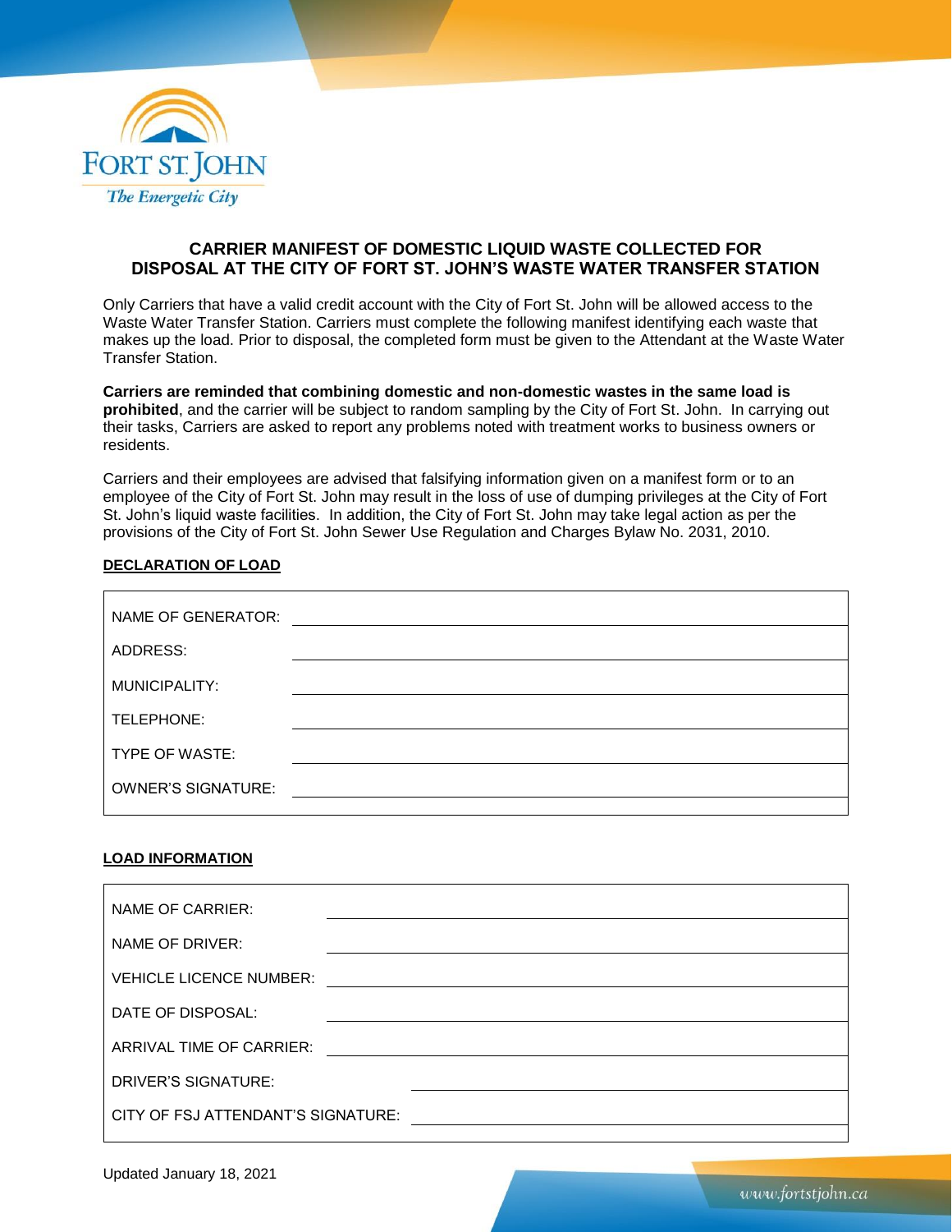FORT ST. JOHN

*The Energetic City*

## CARRIER MANIFEST OF DOMESTIC LIQUID WASTE COLLECTED FOR DISPOSAL AT THE CITY OF FORT ST. JOHN'S WASTE WATER TRANSFER STATION

Only Carriers that have a valid credit account with the City of Fort St. John will be allowed access to the Waste Water Transfer Station. Carriers must complete the following manifest identifying each waste that makes up the load. Prior to disposal, the completed form must be given to the Attendant at the Waste Water Transfer Station.

**Carriers are reminded that combining domestic and non-domestic wastes in the same load is prohibited**, and the carrier will be subject to random sampling by the City of Fort St. John. In carrying out their tasks, Carriers are asked to report any problems noted with treatment works to business owners or residents.

Carriers and their employees are advised that falsifying information given on a manifest form or to an employee of the City of Fort St. John may result in the loss of use of dumping privileges at the City of Fort St. John's liquid waste facilities. In addition, the City of Fort St. John may take legal action as per the provisions of the City of Fort St. John Sewer Use Regulation and Charges Bylaw No. 2031, 2010.

**DECLARATION OF LOAD**

| | |
|---|---|
| NAME OF GENERATOR: | |
| ADDRESS: | |
| MUNICIPALITY: | |
| TELEPHONE: | |
| TYPE OF WASTE: | |
| OWNER'S SIGNATURE: | |

**LOAD INFORMATION**

| | |
|---|---|
| NAME OF CARRIER: | |
| NAME OF DRIVER: | |
| VEHICLE LICENCE NUMBER: | |
| DATE OF DISPOSAL: | |
| ARRIVAL TIME OF CARRIER: | |
| DRIVER'S SIGNATURE: | |
| CITY OF FSJ ATTENDANT'S SIGNATURE: | |

Updated January 18, 2021

www.fortstjohn.ca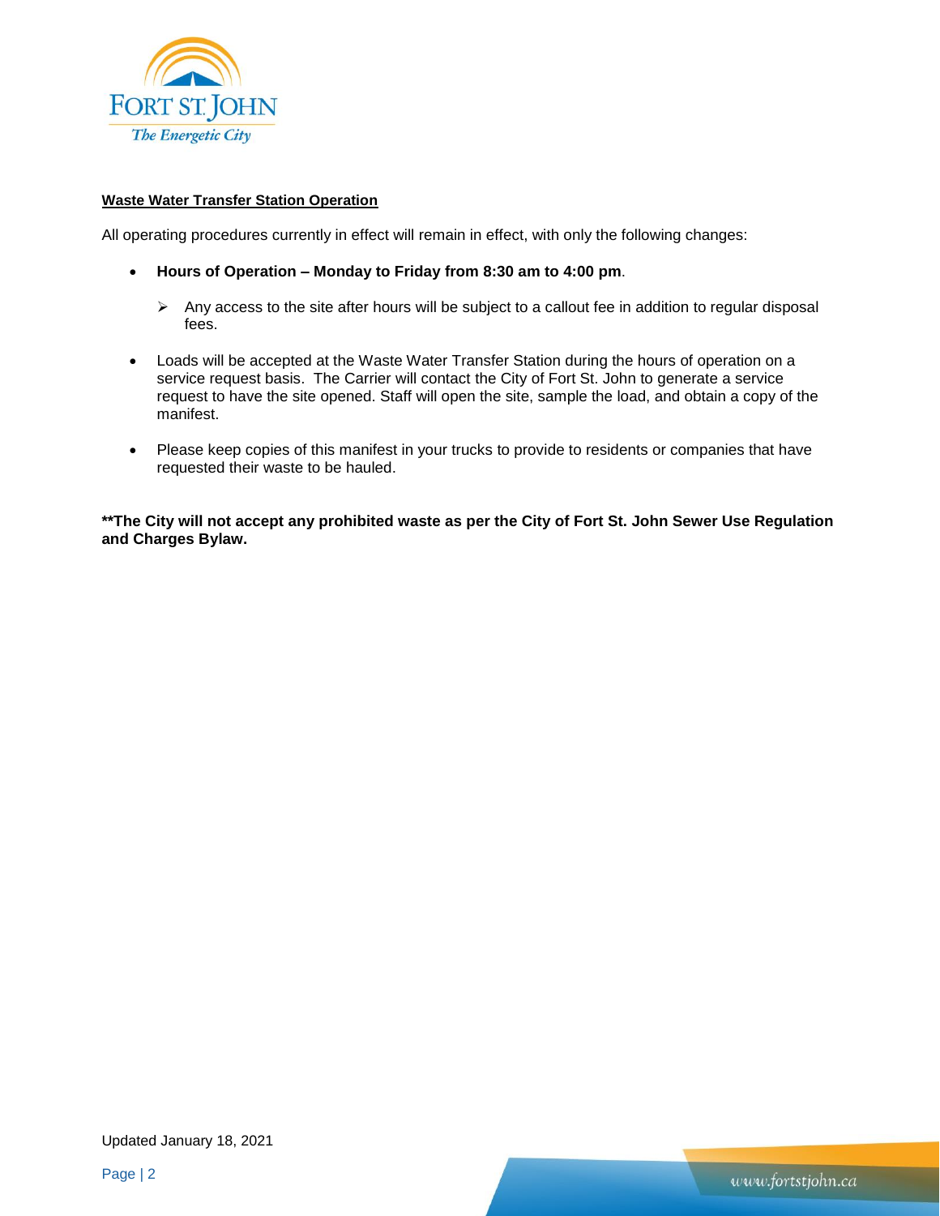**Waste Water Transfer Station Operation**

All operating procedures currently in effect will remain in effect, with only the following changes:

- **Hours of Operation – Monday to Friday from 8:30 am to 4:00 pm**.
    - Any access to the site after hours will be subject to a callout fee in addition to regular disposal fees.
- Loads will be accepted at the Waste Water Transfer Station during the hours of operation on a service request basis. The Carrier will contact the City of Fort St. John to generate a service request to have the site opened. Staff will open the site, sample the load, and obtain a copy of the manifest.
- Please keep copies of this manifest in your trucks to provide to residents or companies that have requested their waste to be hauled.

**\*\*The City will not accept any prohibited waste as per the City of Fort St. John Sewer Use Regulation and Charges Bylaw.**

Updated January 18, 2021